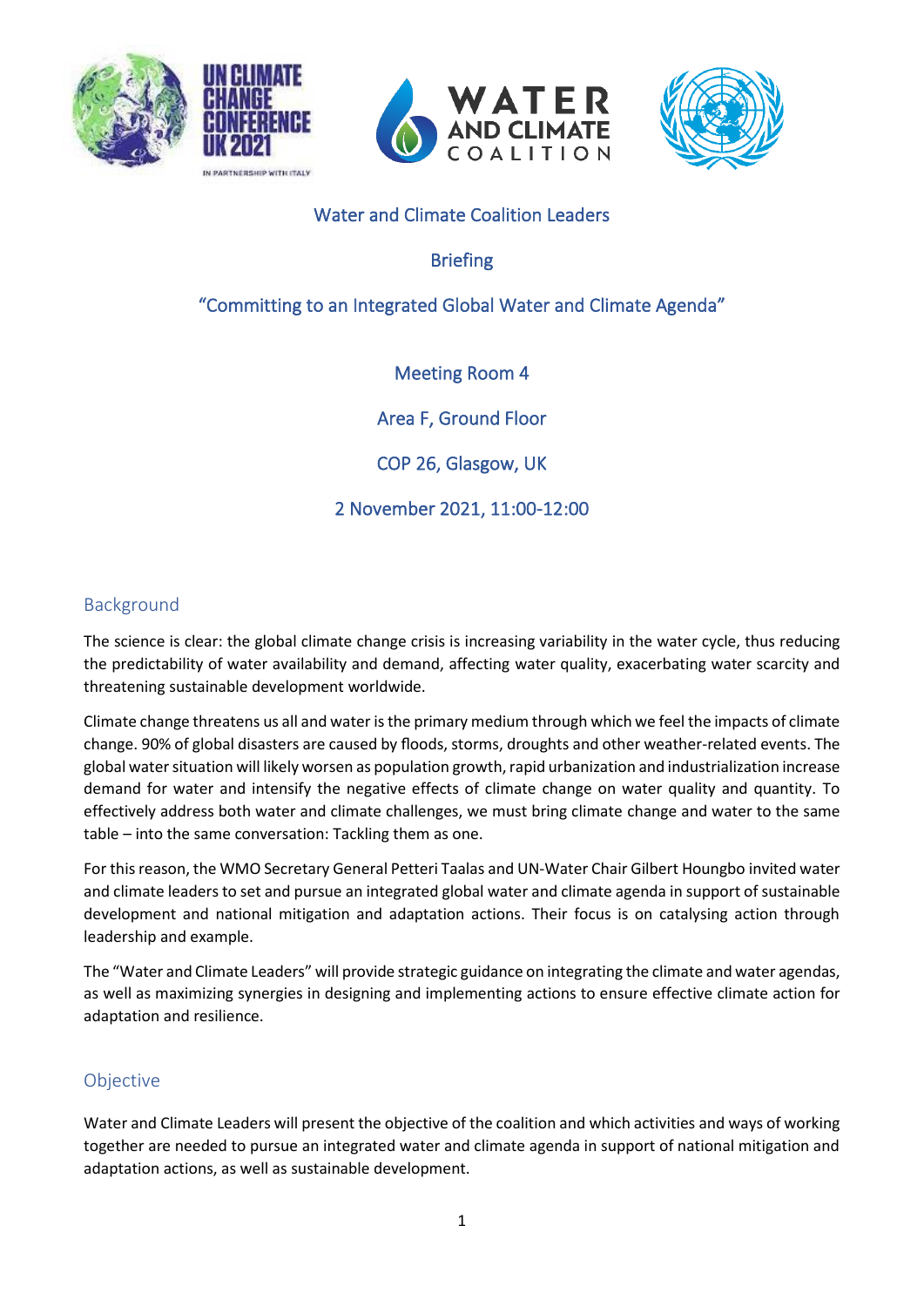# Water and Climate Coalition Leaders

## Briefing

## "Committing to an Integrated Global Water and Climate Agenda"

Meeting Room 4

Area F, Ground Floor

COP 26, Glasgow, UK

2 November 2021, 11:00-12:00

## Background

The science is clear: the global climate change crisis is increasing variability in the water cycle, thus reducing the predictability of water availability and demand, affecting water quality, exacerbating water scarcity and threatening sustainable development worldwide.

Climate change threatens us all and water is the primary medium through which we feel the impacts of climate change. 90% of global disasters are caused by floods, storms, droughts and other weather-related events. The global water situation will likely worsen as population growth, rapid urbanization and industrialization increase demand for water and intensify the negative effects of climate change on water quality and quantity. To effectively address both water and climate challenges, we must bring climate change and water to the same table – into the same conversation: Tackling them as one.

For this reason, the WMO Secretary General Petteri Taalas and UN-Water Chair Gilbert Houngbo invited water and climate leaders to set and pursue an integrated global water and climate agenda in support of sustainable development and national mitigation and adaptation actions. Their focus is on catalysing action through leadership and example.

The "Water and Climate Leaders" will provide strategic guidance on integrating the climate and water agendas, as well as maximizing synergies in designing and implementing actions to ensure effective climate action for adaptation and resilience.

## Objective

Water and Climate Leaders will present the objective of the coalition and which activities and ways of working together are needed to pursue an integrated water and climate agenda in support of national mitigation and adaptation actions, as well as sustainable development.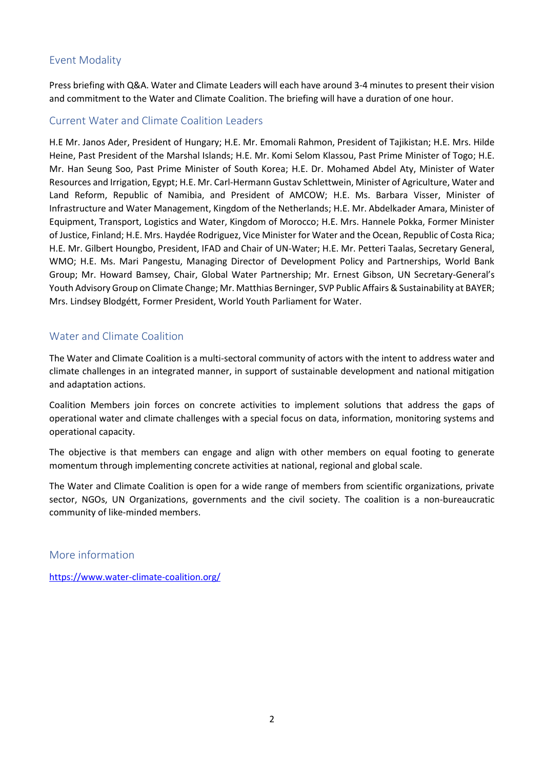## Event Modality

Press briefing with Q&A. Water and Climate Leaders will each have around 3-4 minutes to present their vision and commitment to the Water and Climate Coalition. The briefing will have a duration of one hour.

## Current Water and Climate Coalition Leaders

H.E Mr. Janos Ader, President of Hungary; H.E. Mr. Emomali Rahmon, President of Tajikistan; H.E. Mrs. Hilde Heine, Past President of the Marshal Islands; H.E. Mr. Komi Selom Klassou, Past Prime Minister of Togo; H.E. Mr. Han Seung Soo, Past Prime Minister of South Korea; H.E. Dr. Mohamed Abdel Aty, Minister of Water Resources and Irrigation, Egypt; H.E. Mr. Carl-Hermann Gustav Schlettwein, Minister of Agriculture, Water and Land Reform, Republic of Namibia, and President of AMCOW; H.E. Ms. Barbara Visser, Minister of Infrastructure and Water Management, Kingdom of the Netherlands; H.E. Mr. Abdelkader Amara, Minister of Equipment, Transport, Logistics and Water, Kingdom of Morocco; H.E. Mrs. Hannele Pokka, Former Minister of Justice, Finland; H.E. Mrs. Haydée Rodriguez, Vice Minister for Water and the Ocean, Republic of Costa Rica; H.E. Mr. Gilbert Houngbo, President, IFAD and Chair of UN-Water; H.E. Mr. Petteri Taalas, Secretary General, WMO; H.E. Ms. Mari Pangestu, Managing Director of Development Policy and Partnerships, World Bank Group; Mr. Howard Bamsey, Chair, Global Water Partnership; Mr. Ernest Gibson, UN Secretary-General's Youth Advisory Group on Climate Change; Mr. Matthias Berninger, SVP Public Affairs & Sustainability at BAYER; Mrs. Lindsey Blodgétt, Former President, World Youth Parliament for Water.

## Water and Climate Coalition

The Water and Climate Coalition is a multi-sectoral community of actors with the intent to address water and climate challenges in an integrated manner, in support of sustainable development and national mitigation and adaptation actions.

Coalition Members join forces on concrete activities to implement solutions that address the gaps of operational water and climate challenges with a special focus on data, information, monitoring systems and operational capacity.

The objective is that members can engage and align with other members on equal footing to generate momentum through implementing concrete activities at national, regional and global scale.

The Water and Climate Coalition is open for a wide range of members from scientific organizations, private sector, NGOs, UN Organizations, governments and the civil society. The coalition is a non-bureaucratic community of like-minded members.

## More information

https://www.water-climate-coalition.org/